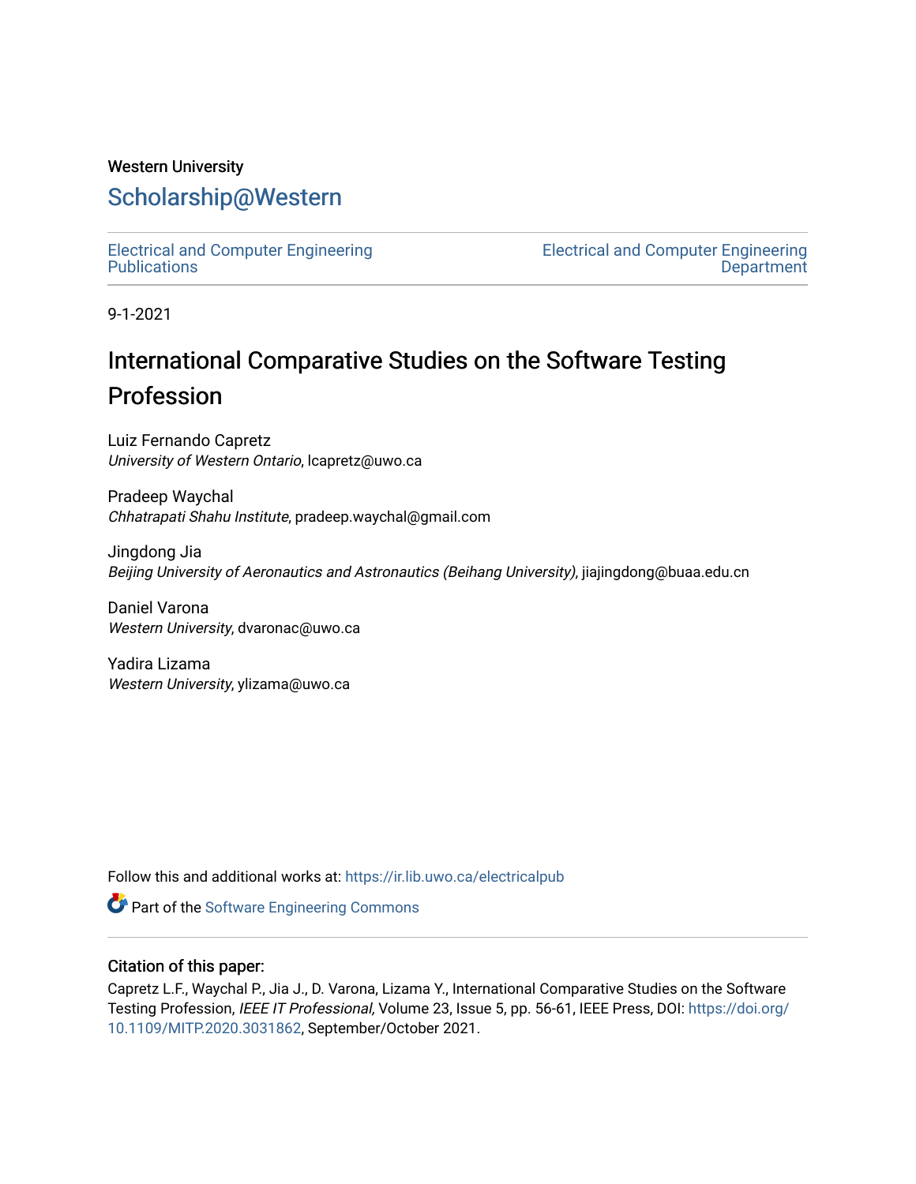Western University

# Scholarship@Western

Electrical and Computer Engineering Publications

Electrical and Computer Engineering Department

9-1-2021

# International Comparative Studies on the Software Testing Profession

Luiz Fernando Capretz
*University of Western Ontario*, lcapretz@uwo.ca

Pradeep Waychal
*Chhatrapati Shahu Institute*, pradeep.waychal@gmail.com

Jingdong Jia
*Beijing University of Aeronautics and Astronautics (Beihang University)*, jiajingdong@buaa.edu.cn

Daniel Varona
*Western University*, dvaronac@uwo.ca

Yadira Lizama
*Western University*, ylizama@uwo.ca

Follow this and additional works at: https://ir.lib.uwo.ca/electricalpub

Part of the Software Engineering Commons

## Citation of this paper:

Capretz L.F., Waychal P., Jia J., D. Varona, Lizama Y., International Comparative Studies on the Software Testing Profession, *IEEE IT Professional,* Volume 23, Issue 5, pp. 56-61, IEEE Press, DOI: https://doi.org/10.1109/MITP.2020.3031862, September/October 2021.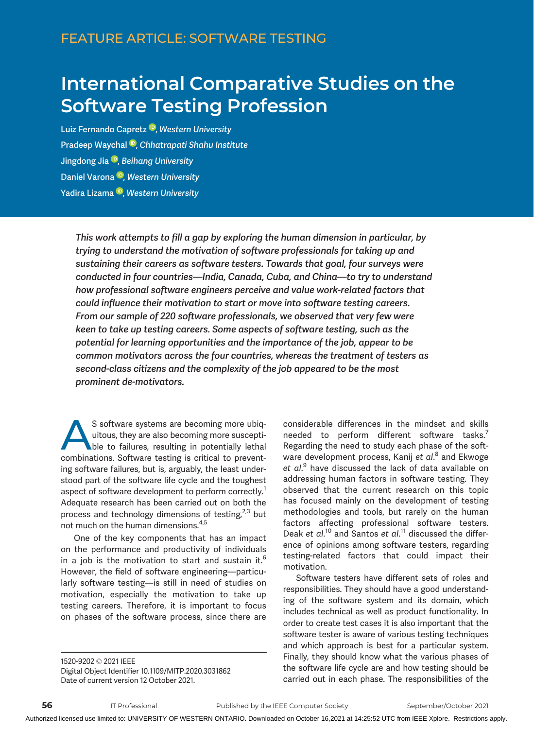FEATURE ARTICLE: SOFTWARE TESTING

# International Comparative Studies on the Software Testing Profession

Luiz Fernando Capretz, *Western University*

Pradeep Waychal, *Chhatrapati Shahu Institute*

Jingdong Jia, *Beihang University*

Daniel Varona, *Western University*

Yadira Lizama, *Western University*

*This work attempts to fill a gap by exploring the human dimension in particular, by trying to understand the motivation of software professionals for taking up and sustaining their careers as software testers. Towards that goal, four surveys were conducted in four countries—India, Canada, Cuba, and China—to try to understand how professional software engineers perceive and value work-related factors that could influence their motivation to start or move into software testing careers. From our sample of 220 software professionals, we observed that very few were keen to take up testing careers. Some aspects of software testing, such as the potential for learning opportunities and the importance of the job, appear to be common motivators across the four countries, whereas the treatment of testers as second-class citizens and the complexity of the job appeared to be the most prominent de-motivators.*

As software systems are becoming more ubiquitous, they are also becoming more susceptible to failures, resulting in potentially lethal combinations. Software testing is critical to preventing software failures, but is, arguably, the least understood part of the software life cycle and the toughest aspect of software development to perform correctly.[1] Adequate research has been carried out on both the process and technology dimensions of testing,[2,3] but not much on the human dimensions.[4,5]

One of the key components that has an impact on the performance and productivity of individuals in a job is the motivation to start and sustain it.[6] However, the field of software engineering—particularly software testing—is still in need of studies on motivation, especially the motivation to take up testing careers. Therefore, it is important to focus on phases of the software process, since there are considerable differences in the mindset and skills needed to perform different software tasks.[7] Regarding the need to study each phase of the software development process, Kanij *et al*.[8] and Ekwoge *et al*.[9] have discussed the lack of data available on addressing human factors in software testing. They observed that the current research on this topic has focused mainly on the development of testing methodologies and tools, but rarely on the human factors affecting professional software testers. Deak *et al*.[10] and Santos *et al*.[11] discussed the difference of opinions among software testers, regarding testing-related factors that could impact their motivation.

Software testers have different sets of roles and responsibilities. They should have a good understanding of the software system and its domain, which includes technical as well as product functionality. In order to create test cases it is also important that the software tester is aware of various testing techniques and which approach is best for a particular system. Finally, they should know what the various phases of the software life cycle are and how testing should be carried out in each phase. The responsibilities of the

1520-9202 © 2021 IEEE
Digital Object Identifier 10.1109/MITP.2020.3031862
Date of current version 12 October 2021.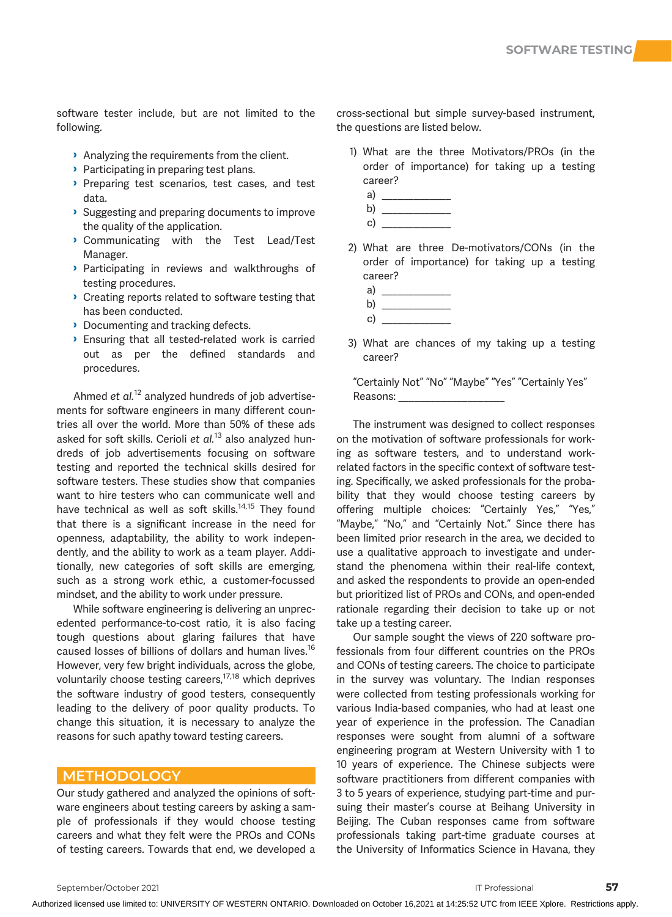software tester include, but are not limited to the following.

- Analyzing the requirements from the client.
- Participating in preparing test plans.
- Preparing test scenarios, test cases, and test data.
- Suggesting and preparing documents to improve the quality of the application.
- Communicating with the Test Lead/Test Manager.
- Participating in reviews and walkthroughs of testing procedures.
- Creating reports related to software testing that has been conducted.
- Documenting and tracking defects.
- Ensuring that all tested-related work is carried out as per the defined standards and procedures.

Ahmed *et al.*[12] analyzed hundreds of job advertisements for software engineers in many different countries all over the world. More than 50% of these ads asked for soft skills. Cerioli *et al.*[13] also analyzed hundreds of job advertisements focusing on software testing and reported the technical skills desired for software testers. These studies show that companies want to hire testers who can communicate well and have technical as well as soft skills.[14,15] They found that there is a significant increase in the need for openness, adaptability, the ability to work independently, and the ability to work as a team player. Additionally, new categories of soft skills are emerging, such as a strong work ethic, a customer-focussed mindset, and the ability to work under pressure.

While software engineering is delivering an unprecedented performance-to-cost ratio, it is also facing tough questions about glaring failures that have caused losses of billions of dollars and human lives.[16] However, very few bright individuals, across the globe, voluntarily choose testing careers,[17,18] which deprives the software industry of good testers, consequently leading to the delivery of poor quality products. To change this situation, it is necessary to analyze the reasons for such apathy toward testing careers.

## METHODOLOGY

Our study gathered and analyzed the opinions of software engineers about testing careers by asking a sample of professionals if they would choose testing careers and what they felt were the PROs and CONs of testing careers. Towards that end, we developed a cross-sectional but simple survey-based instrument, the questions are listed below.

1) What are the three Motivators/PROs (in the order of importance) for taking up a testing career?
   a) ____________
   b) ____________
   c) ____________

2) What are three De-motivators/CONs (in the order of importance) for taking up a testing career?
   a) ____________
   b) ____________
   c) ____________

3) What are chances of my taking up a testing career?

"Certainly Not" "No" "Maybe" "Yes" "Certainly Yes"
Reasons: ___________________

The instrument was designed to collect responses on the motivation of software professionals for working as software testers, and to understand work-related factors in the specific context of software testing. Specifically, we asked professionals for the probability that they would choose testing careers by offering multiple choices: "Certainly Yes," "Yes," "Maybe," "No," and "Certainly Not." Since there has been limited prior research in the area, we decided to use a qualitative approach to investigate and understand the phenomena within their real-life context, and asked the respondents to provide an open-ended but prioritized list of PROs and CONs, and open-ended rationale regarding their decision to take up or not take up a testing career.

Our sample sought the views of 220 software professionals from four different countries on the PROs and CONs of testing careers. The choice to participate in the survey was voluntary. The Indian responses were collected from testing professionals working for various India-based companies, who had at least one year of experience in the profession. The Canadian responses were sought from alumni of a software engineering program at Western University with 1 to 10 years of experience. The Chinese subjects were software practitioners from different companies with 3 to 5 years of experience, studying part-time and pursuing their master's course at Beihang University in Beijing. The Cuban responses came from software professionals taking part-time graduate courses at the University of Informatics Science in Havana, they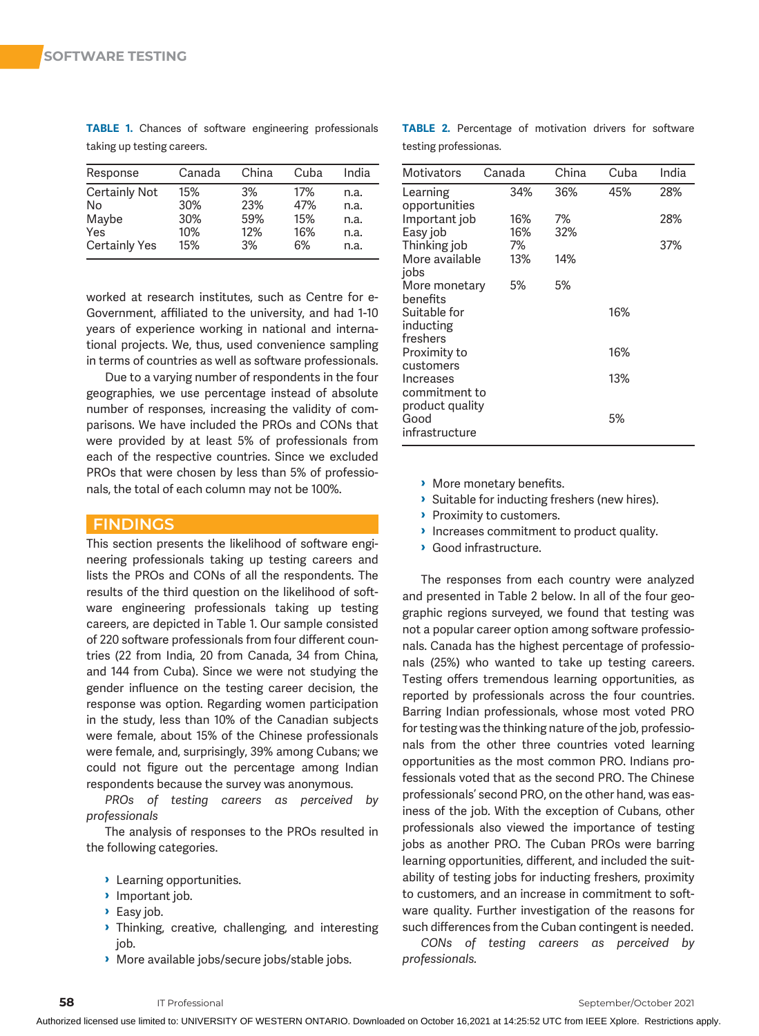**TABLE 1.** Chances of software engineering professionals taking up testing careers.

| Response | Canada | China | Cuba | India |
|---|---|---|---|---|
| Certainly Not | 15% | 3% | 17% | n.a. |
| No | 30% | 23% | 47% | n.a. |
| Maybe | 30% | 59% | 15% | n.a. |
| Yes | 10% | 12% | 16% | n.a. |
| Certainly Yes | 15% | 3% | 6% | n.a. |

**TABLE 2.** Percentage of motivation drivers for software testing professionas.

| Motivators | Canada | China | Cuba | India |
|---|---|---|---|---|
| Learning opportunities | 34% | 36% | 45% | 28% |
| Important job | 16% | 7% | | 28% |
| Easy job | 16% | 32% | | |
| Thinking job | 7% | | | 37% |
| More available jobs | 13% | 14% | | |
| More monetary benefits | 5% | 5% | | |
| Suitable for inducting freshers | | | 16% | |
| Proximity to customers | | | 16% | |
| Increases commitment to product quality | | | 13% | |
| Good infrastructure | | | 5% | |

worked at research institutes, such as Centre for e-Government, affiliated to the university, and had 1-10 years of experience working in national and international projects. We, thus, used convenience sampling in terms of countries as well as software professionals.

Due to a varying number of respondents in the four geographies, we use percentage instead of absolute number of responses, increasing the validity of comparisons. We have included the PROs and CONs that were provided by at least 5% of professionals from each of the respective countries. Since we excluded PROs that were chosen by less than 5% of professionals, the total of each column may not be 100%.

## FINDINGS

This section presents the likelihood of software engineering professionals taking up testing careers and lists the PROs and CONs of all the respondents. The results of the third question on the likelihood of software engineering professionals taking up testing careers, are depicted in Table 1. Our sample consisted of 220 software professionals from four different countries (22 from India, 20 from Canada, 34 from China, and 144 from Cuba). Since we were not studying the gender influence on the testing career decision, the response was option. Regarding women participation in the study, less than 10% of the Canadian subjects were female, about 15% of the Chinese professionals were female, and, surprisingly, 39% among Cubans; we could not figure out the percentage among Indian respondents because the survey was anonymous.

*PROs of testing careers as perceived by professionals*

The analysis of responses to the PROs resulted in the following categories.

- Learning opportunities.
- Important job.
- Easy job.
- Thinking, creative, challenging, and interesting job.
- More available jobs/secure jobs/stable jobs.
- More monetary benefits.
- Suitable for inducting freshers (new hires).
- Proximity to customers.
- Increases commitment to product quality.
- Good infrastructure.

The responses from each country were analyzed and presented in Table 2 below. In all of the four geographic regions surveyed, we found that testing was not a popular career option among software professionals. Canada has the highest percentage of professionals (25%) who wanted to take up testing careers. Testing offers tremendous learning opportunities, as reported by professionals across the four countries. Barring Indian professionals, whose most voted PRO for testing was the thinking nature of the job, professionals from the other three countries voted learning opportunities as the most common PRO. Indians professionals voted that as the second PRO. The Chinese professionals' second PRO, on the other hand, was easiness of the job. With the exception of Cubans, other professionals also viewed the importance of testing jobs as another PRO. The Cuban PROs were barring learning opportunities, different, and included the suitability of testing jobs for inducting freshers, proximity to customers, and an increase in commitment to software quality. Further investigation of the reasons for such differences from the Cuban contingent is needed.

*CONs of testing careers as perceived by professionals.*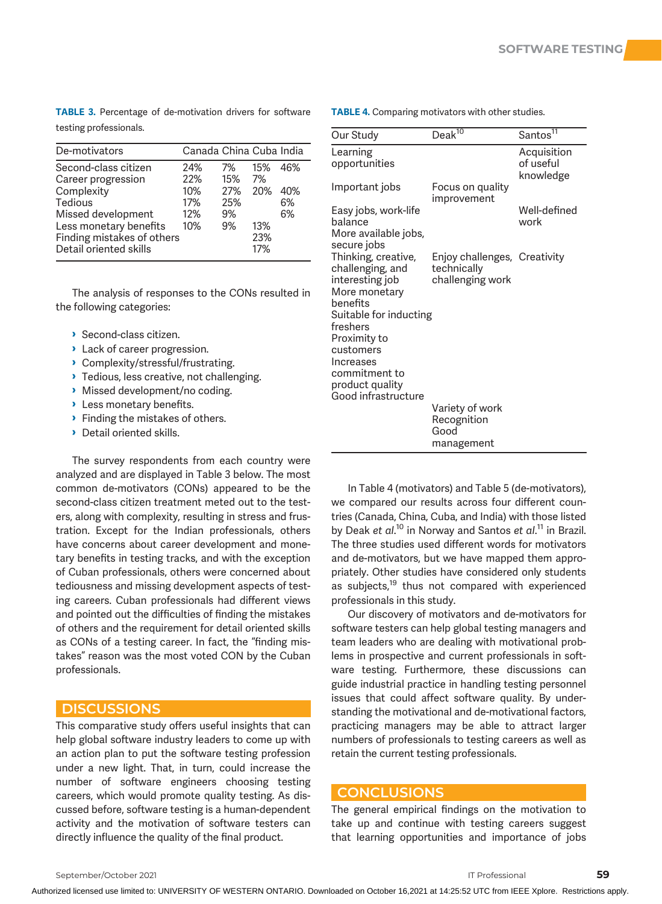**TABLE 3.** Percentage of de-motivation drivers for software testing professionals.

| De-motivators | Canada | China | Cuba | India |
|---|---|---|---|---|
| Second-class citizen | 24% | 7% | 15% | 46% |
| Career progression | 22% | 15% | 7% | |
| Complexity | 10% | 27% | 20% | 40% |
| Tedious | 17% | 25% | | 6% |
| Missed development | 12% | 9% | | 6% |
| Less monetary benefits | 10% | 9% | 13% | |
| Finding mistakes of others | | | 23% | |
| Detail oriented skills | | | 17% | |

The analysis of responses to the CONs resulted in the following categories:

- Second-class citizen.
- Lack of career progression.
- Complexity/stressful/frustrating.
- Tedious, less creative, not challenging.
- Missed development/no coding.
- Less monetary benefits.
- Finding the mistakes of others.
- Detail oriented skills.

The survey respondents from each country were analyzed and are displayed in Table 3 below. The most common de-motivators (CONs) appeared to be the second-class citizen treatment meted out to the testers, along with complexity, resulting in stress and frustration. Except for the Indian professionals, others have concerns about career development and monetary benefits in testing tracks, and with the exception of Cuban professionals, others were concerned about tediousness and missing development aspects of testing careers. Cuban professionals had different views and pointed out the difficulties of finding the mistakes of others and the requirement for detail oriented skills as CONs of a testing career. In fact, the "finding mistakes" reason was the most voted CON by the Cuban professionals.

## DISCUSSIONS

This comparative study offers useful insights that can help global software industry leaders to come up with an action plan to put the software testing profession under a new light. That, in turn, could increase the number of software engineers choosing testing careers, which would promote quality testing. As discussed before, software testing is a human-dependent activity and the motivation of software testers can directly influence the quality of the final product.

**TABLE 4.** Comparing motivators with other studies.

| Our Study | Deak[10] | Santos[11] |
|---|---|---|
| Learning opportunities | | Acquisition of useful knowledge |
| Important jobs | Focus on quality improvement | |
| Easy jobs, work-life balance | | Well-defined work |
| More available jobs, secure jobs | | |
| Thinking, creative, challenging, and interesting job | Enjoy challenges, technically challenging work | Creativity |
| More monetary benefits | | |
| Suitable for inducting freshers | | |
| Proximity to customers | | |
| Increases commitment to product quality | | |
| Good infrastructure | | |
| | Variety of work | |
| | Recognition | |
| | Good management | |

In Table 4 (motivators) and Table 5 (de-motivators), we compared our results across four different countries (Canada, China, Cuba, and India) with those listed by Deak *et al.*[10] in Norway and Santos *et al.*[11] in Brazil. The three studies used different words for motivators and de-motivators, but we have mapped them appropriately. Other studies have considered only students as subjects,[19] thus not compared with experienced professionals in this study.

Our discovery of motivators and de-motivators for software testers can help global testing managers and team leaders who are dealing with motivational problems in prospective and current professionals in software testing. Furthermore, these discussions can guide industrial practice in handling testing personnel issues that could affect software quality. By understanding the motivational and de-motivational factors, practicing managers may be able to attract larger numbers of professionals to testing careers as well as retain the current testing professionals.

## CONCLUSIONS

The general empirical findings on the motivation to take up and continue with testing careers suggest that learning opportunities and importance of jobs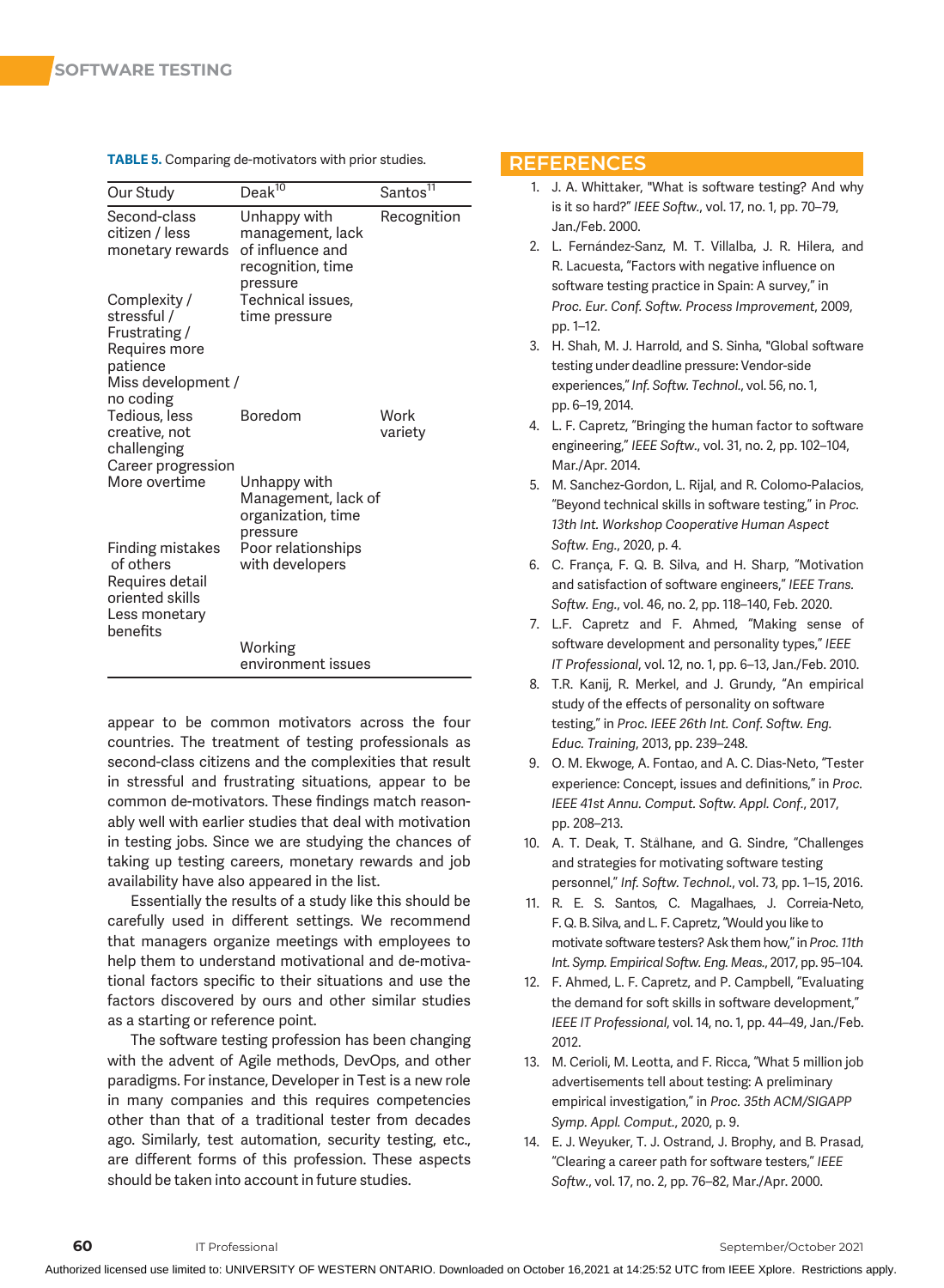**TABLE 5.** Comparing de-motivators with prior studies.

| Our Study | Deak[10] | Santos[11] |
|---|---|---|
| Second-class citizen / less monetary rewards | Unhappy with management, lack of influence and recognition, time pressure | Recognition |
| Complexity / stressful / Frustrating / Requires more patience | Technical issues, time pressure | |
| Miss development / no coding | | |
| Tedious, less creative, not challenging | Boredom | Work variety |
| Career progression | | |
| More overtime | Unhappy with Management, lack of organization, time pressure | |
| Finding mistakes of others | Poor relationships with developers | |
| Requires detail oriented skills | | |
| Less monetary benefits | | |
| | Working environment issues | |

appear to be common motivators across the four countries. The treatment of testing professionals as second-class citizens and the complexities that result in stressful and frustrating situations, appear to be common de-motivators. These findings match reasonably well with earlier studies that deal with motivation in testing jobs. Since we are studying the chances of taking up testing careers, monetary rewards and job availability have also appeared in the list.

Essentially the results of a study like this should be carefully used in different settings. We recommend that managers organize meetings with employees to help them to understand motivational and de-motivational factors specific to their situations and use the factors discovered by ours and other similar studies as a starting or reference point.

The software testing profession has been changing with the advent of Agile methods, DevOps, and other paradigms. For instance, Developer in Test is a new role in many companies and this requires competencies other than that of a traditional tester from decades ago. Similarly, test automation, security testing, etc., are different forms of this profession. These aspects should be taken into account in future studies.

## REFERENCES

1. J. A. Whittaker, "What is software testing? And why is it so hard?" *IEEE Softw.*, vol. 17, no. 1, pp. 70–79, Jan./Feb. 2000.
2. L. Fernández-Sanz, M. T. Villalba, J. R. Hilera, and R. Lacuesta, "Factors with negative influence on software testing practice in Spain: A survey," in *Proc. Eur. Conf. Softw. Process Improvement*, 2009, pp. 1–12.
3. H. Shah, M. J. Harrold, and S. Sinha, "Global software testing under deadline pressure: Vendor-side experiences," *Inf. Softw. Technol.*, vol. 56, no. 1, pp. 6–19, 2014.
4. L. F. Capretz, "Bringing the human factor to software engineering," *IEEE Softw.*, vol. 31, no. 2, pp. 102–104, Mar./Apr. 2014.
5. M. Sanchez-Gordon, L. Rijal, and R. Colomo-Palacios, "Beyond technical skills in software testing," in *Proc. 13th Int. Workshop Cooperative Human Aspect Softw. Eng.*, 2020, p. 4.
6. C. França, F. Q. B. Silva, and H. Sharp, "Motivation and satisfaction of software engineers," *IEEE Trans. Softw. Eng.*, vol. 46, no. 2, pp. 118–140, Feb. 2020.
7. L.F. Capretz and F. Ahmed, "Making sense of software development and personality types," *IEEE IT Professional*, vol. 12, no. 1, pp. 6–13, Jan./Feb. 2010.
8. T.R. Kanij, R. Merkel, and J. Grundy, "An empirical study of the effects of personality on software testing," in *Proc. IEEE 26th Int. Conf. Softw. Eng. Educ. Training*, 2013, pp. 239–248.
9. O. M. Ekwoge, A. Fontao, and A. C. Dias-Neto, "Tester experience: Concept, issues and definitions," in *Proc. IEEE 41st Annu. Comput. Softw. Appl. Conf.*, 2017, pp. 208–213.
10. A. T. Deak, T. Stålhane, and G. Sindre, "Challenges and strategies for motivating software testing personnel," *Inf. Softw. Technol.*, vol. 73, pp. 1–15, 2016.
11. R. E. S. Santos, C. Magalhaes, J. Correia-Neto, F. Q. B. Silva, and L. F. Capretz, "Would you like to motivate software testers? Ask them how," in *Proc. 11th Int. Symp. Empirical Softw. Eng. Meas.*, 2017, pp. 95–104.
12. F. Ahmed, L. F. Capretz, and P. Campbell, "Evaluating the demand for soft skills in software development," *IEEE IT Professional*, vol. 14, no. 1, pp. 44–49, Jan./Feb. 2012.
13. M. Cerioli, M. Leotta, and F. Ricca, "What 5 million job advertisements tell about testing: A preliminary empirical investigation," in *Proc. 35th ACM/SIGAPP Symp. Appl. Comput.*, 2020, p. 9.
14. E. J. Weyuker, T. J. Ostrand, J. Brophy, and B. Prasad, "Clearing a career path for software testers," *IEEE Softw.*, vol. 17, no. 2, pp. 76–82, Mar./Apr. 2000.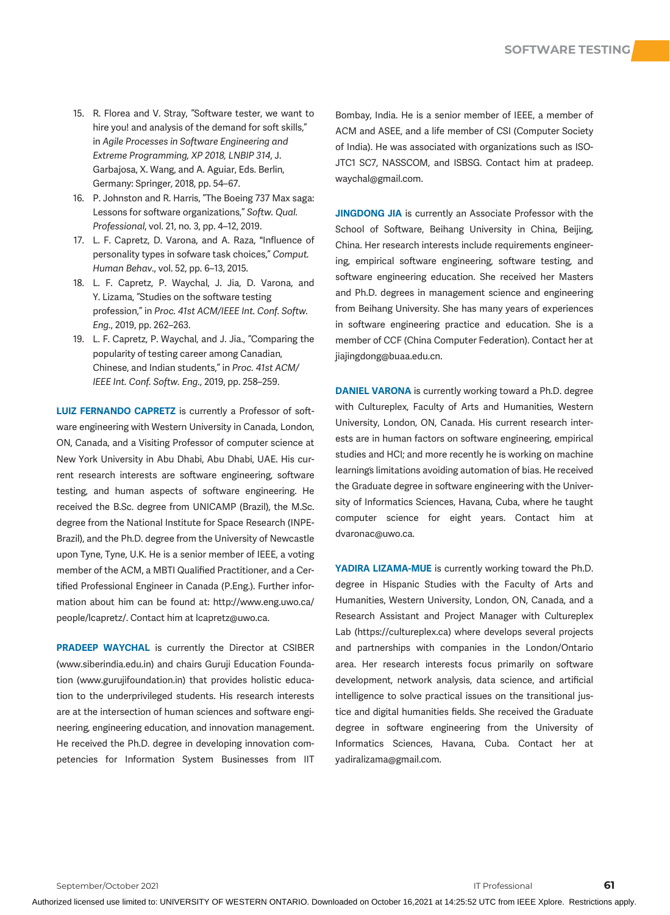15. R. Florea and V. Stray, "Software tester, we want to hire you! and analysis of the demand for soft skills," in *Agile Processes in Software Engineering and Extreme Programming, XP 2018, LNBIP 314*, J. Garbajosa, X. Wang, and A. Aguiar, Eds. Berlin, Germany: Springer, 2018, pp. 54–67.
16. P. Johnston and R. Harris, "The Boeing 737 Max saga: Lessons for software organizations," *Softw. Qual. Professional*, vol. 21, no. 3, pp. 4–12, 2019.
17. L. F. Capretz, D. Varona, and A. Raza, "Influence of personality types in sofware task choices," *Comput. Human Behav.*, vol. 52, pp. 6–13, 2015.
18. L. F. Capretz, P. Waychal, J. Jia, D. Varona, and Y. Lizama, "Studies on the software testing profession," in *Proc. 41st ACM/IEEE Int. Conf. Softw. Eng.*, 2019, pp. 262–263.
19. L. F. Capretz, P. Waychal, and J. Jia., "Comparing the popularity of testing career among Canadian, Chinese, and Indian students," in *Proc. 41st ACM/IEEE Int. Conf. Softw. Eng.*, 2019, pp. 258–259.

**LUIZ FERNANDO CAPRETZ** is currently a Professor of software engineering with Western University in Canada, London, ON, Canada, and a Visiting Professor of computer science at New York University in Abu Dhabi, Abu Dhabi, UAE. His current research interests are software engineering, software testing, and human aspects of software engineering. He received the B.Sc. degree from UNICAMP (Brazil), the M.Sc. degree from the National Institute for Space Research (INPE-Brazil), and the Ph.D. degree from the University of Newcastle upon Tyne, Tyne, U.K. He is a senior member of IEEE, a voting member of the ACM, a MBTI Qualified Practitioner, and a Certified Professional Engineer in Canada (P.Eng.). Further information about him can be found at: http://www.eng.uwo.ca/people/lcapretz/. Contact him at lcapretz@uwo.ca.

**PRADEEP WAYCHAL** is currently the Director at CSIBER (www.siberindia.edu.in) and chairs Guruji Education Foundation (www.gurujifoundation.in) that provides holistic education to the underprivileged students. His research interests are at the intersection of human sciences and software engineering, engineering education, and innovation management. He received the Ph.D. degree in developing innovation competencies for Information System Businesses from IIT Bombay, India. He is a senior member of IEEE, a member of ACM and ASEE, and a life member of CSI (Computer Society of India). He was associated with organizations such as ISO-JTC1 SC7, NASSCOM, and ISBSG. Contact him at pradeep.waychal@gmail.com.

**JINGDONG JIA** is currently an Associate Professor with the School of Software, Beihang University in China, Beijing, China. Her research interests include requirements engineering, empirical software engineering, software testing, and software engineering education. She received her Masters and Ph.D. degrees in management science and engineering from Beihang University. She has many years of experiences in software engineering practice and education. She is a member of CCF (China Computer Federation). Contact her at jiajingdong@buaa.edu.cn.

**DANIEL VARONA** is currently working toward a Ph.D. degree with Cultureplex, Faculty of Arts and Humanities, Western University, London, ON, Canada. His current research interests are in human factors on software engineering, empirical studies and HCI; and more recently he is working on machine learning's limitations avoiding automation of bias. He received the Graduate degree in software engineering with the University of Informatics Sciences, Havana, Cuba, where he taught computer science for eight years. Contact him at dvaronac@uwo.ca.

**YADIRA LIZAMA-MUE** is currently working toward the Ph.D. degree in Hispanic Studies with the Faculty of Arts and Humanities, Western University, London, ON, Canada, and a Research Assistant and Project Manager with Cultureplex Lab (https://cultureplex.ca) where develops several projects and partnerships with companies in the London/Ontario area. Her research interests focus primarily on software development, network analysis, data science, and artificial intelligence to solve practical issues on the transitional justice and digital humanities fields. She received the Graduate degree in software engineering from the University of Informatics Sciences, Havana, Cuba. Contact her at yadiralizama@gmail.com.